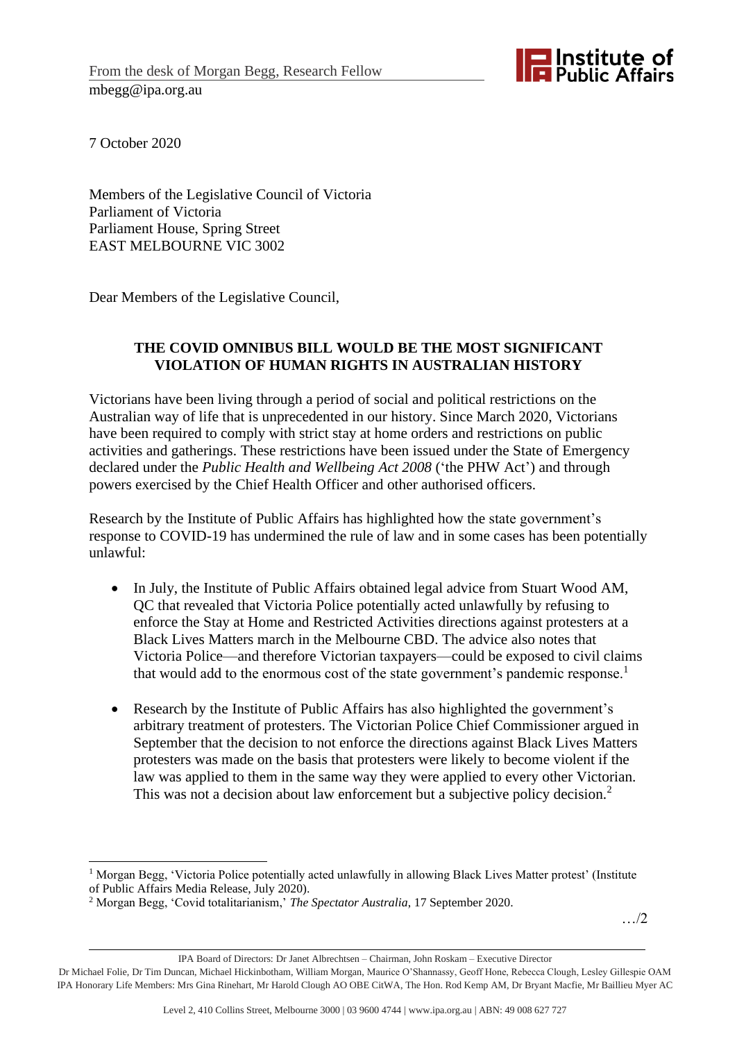From the desk of Morgan Begg, Research Fellow
mbegg@ipa.org.au

7 October 2020

Members of the Legislative Council of Victoria
Parliament of Victoria
Parliament House, Spring Street
EAST MELBOURNE VIC 3002

Dear Members of the Legislative Council,

**THE COVID OMNIBUS BILL WOULD BE THE MOST SIGNIFICANT VIOLATION OF HUMAN RIGHTS IN AUSTRALIAN HISTORY**

Victorians have been living through a period of social and political restrictions on the Australian way of life that is unprecedented in our history. Since March 2020, Victorians have been required to comply with strict stay at home orders and restrictions on public activities and gatherings. These restrictions have been issued under the State of Emergency declared under the *Public Health and Wellbeing Act 2008* ('the PHW Act') and through powers exercised by the Chief Health Officer and other authorised officers.

Research by the Institute of Public Affairs has highlighted how the state government's response to COVID-19 has undermined the rule of law and in some cases has been potentially unlawful:

- In July, the Institute of Public Affairs obtained legal advice from Stuart Wood AM, QC that revealed that Victoria Police potentially acted unlawfully by refusing to enforce the Stay at Home and Restricted Activities directions against protesters at a Black Lives Matters march in the Melbourne CBD. The advice also notes that Victoria Police—and therefore Victorian taxpayers—could be exposed to civil claims that would add to the enormous cost of the state government's pandemic response.[1]

- Research by the Institute of Public Affairs has also highlighted the government's arbitrary treatment of protesters. The Victorian Police Chief Commissioner argued in September that the decision to not enforce the directions against Black Lives Matters protesters was made on the basis that protesters were likely to become violent if the law was applied to them in the same way they were applied to every other Victorian. This was not a decision about law enforcement but a subjective policy decision.[2]

[1] Morgan Begg, 'Victoria Police potentially acted unlawfully in allowing Black Lives Matter protest' (Institute of Public Affairs Media Release, July 2020).

[2] Morgan Begg, 'Covid totalitarianism,' *The Spectator Australia*, 17 September 2020.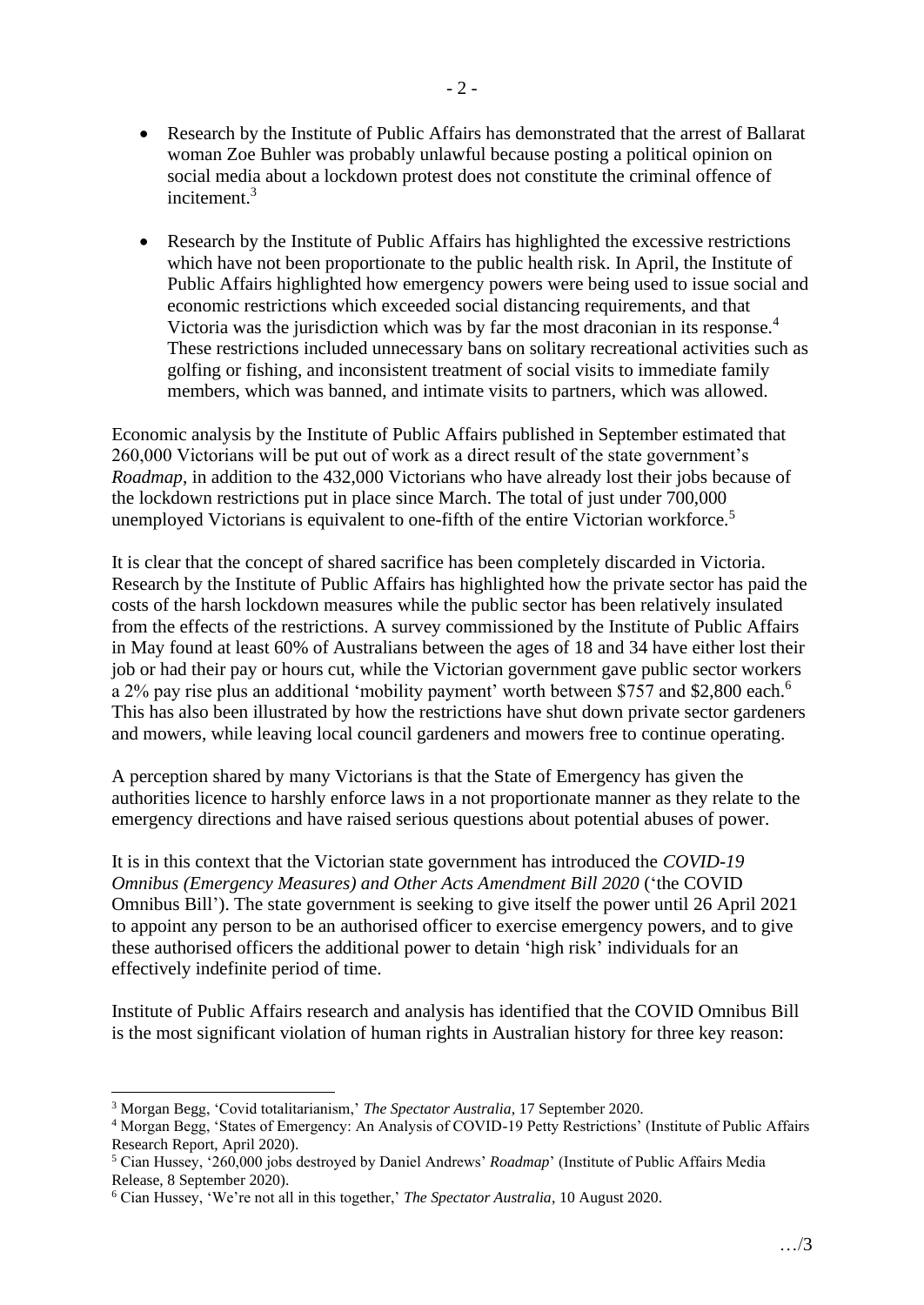- Research by the Institute of Public Affairs has demonstrated that the arrest of Ballarat woman Zoe Buhler was probably unlawful because posting a political opinion on social media about a lockdown protest does not constitute the criminal offence of incitement.[3]

- Research by the Institute of Public Affairs has highlighted the excessive restrictions which have not been proportionate to the public health risk. In April, the Institute of Public Affairs highlighted how emergency powers were being used to issue social and economic restrictions which exceeded social distancing requirements, and that Victoria was the jurisdiction which was by far the most draconian in its response.[4] These restrictions included unnecessary bans on solitary recreational activities such as golfing or fishing, and inconsistent treatment of social visits to immediate family members, which was banned, and intimate visits to partners, which was allowed.

Economic analysis by the Institute of Public Affairs published in September estimated that 260,000 Victorians will be put out of work as a direct result of the state government's *Roadmap*, in addition to the 432,000 Victorians who have already lost their jobs because of the lockdown restrictions put in place since March. The total of just under 700,000 unemployed Victorians is equivalent to one-fifth of the entire Victorian workforce.[5]

It is clear that the concept of shared sacrifice has been completely discarded in Victoria. Research by the Institute of Public Affairs has highlighted how the private sector has paid the costs of the harsh lockdown measures while the public sector has been relatively insulated from the effects of the restrictions. A survey commissioned by the Institute of Public Affairs in May found at least 60% of Australians between the ages of 18 and 34 have either lost their job or had their pay or hours cut, while the Victorian government gave public sector workers a 2% pay rise plus an additional 'mobility payment' worth between $757 and $2,800 each.[6] This has also been illustrated by how the restrictions have shut down private sector gardeners and mowers, while leaving local council gardeners and mowers free to continue operating.

A perception shared by many Victorians is that the State of Emergency has given the authorities licence to harshly enforce laws in a not proportionate manner as they relate to the emergency directions and have raised serious questions about potential abuses of power.

It is in this context that the Victorian state government has introduced the *COVID-19 Omnibus (Emergency Measures) and Other Acts Amendment Bill 2020* ('the COVID Omnibus Bill'). The state government is seeking to give itself the power until 26 April 2021 to appoint any person to be an authorised officer to exercise emergency powers, and to give these authorised officers the additional power to detain 'high risk' individuals for an effectively indefinite period of time.

Institute of Public Affairs research and analysis has identified that the COVID Omnibus Bill is the most significant violation of human rights in Australian history for three key reason:

---

[3] Morgan Begg, 'Covid totalitarianism,' *The Spectator Australia*, 17 September 2020.

[4] Morgan Begg, 'States of Emergency: An Analysis of COVID-19 Petty Restrictions' (Institute of Public Affairs Research Report, April 2020).

[5] Cian Hussey, '260,000 jobs destroyed by Daniel Andrews' *Roadmap*' (Institute of Public Affairs Media Release, 8 September 2020).

[6] Cian Hussey, 'We're not all in this together,' *The Spectator Australia*, 10 August 2020.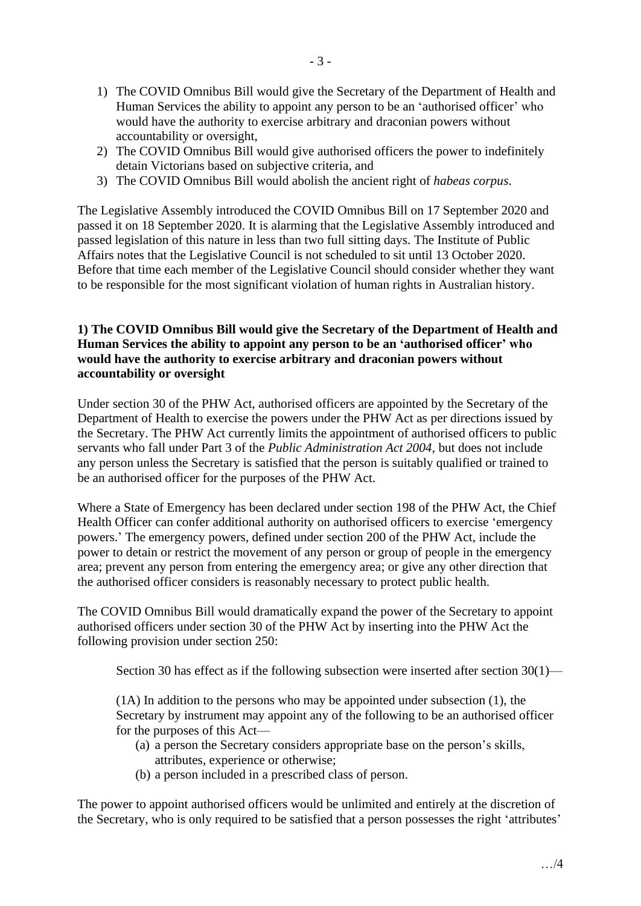1) The COVID Omnibus Bill would give the Secretary of the Department of Health and Human Services the ability to appoint any person to be an 'authorised officer' who would have the authority to exercise arbitrary and draconian powers without accountability or oversight,
2) The COVID Omnibus Bill would give authorised officers the power to indefinitely detain Victorians based on subjective criteria, and
3) The COVID Omnibus Bill would abolish the ancient right of *habeas corpus*.

The Legislative Assembly introduced the COVID Omnibus Bill on 17 September 2020 and passed it on 18 September 2020. It is alarming that the Legislative Assembly introduced and passed legislation of this nature in less than two full sitting days. The Institute of Public Affairs notes that the Legislative Council is not scheduled to sit until 13 October 2020. Before that time each member of the Legislative Council should consider whether they want to be responsible for the most significant violation of human rights in Australian history.

**1) The COVID Omnibus Bill would give the Secretary of the Department of Health and Human Services the ability to appoint any person to be an 'authorised officer' who would have the authority to exercise arbitrary and draconian powers without accountability or oversight**

Under section 30 of the PHW Act, authorised officers are appointed by the Secretary of the Department of Health to exercise the powers under the PHW Act as per directions issued by the Secretary. The PHW Act currently limits the appointment of authorised officers to public servants who fall under Part 3 of the *Public Administration Act 2004*, but does not include any person unless the Secretary is satisfied that the person is suitably qualified or trained to be an authorised officer for the purposes of the PHW Act.

Where a State of Emergency has been declared under section 198 of the PHW Act, the Chief Health Officer can confer additional authority on authorised officers to exercise 'emergency powers.' The emergency powers, defined under section 200 of the PHW Act, include the power to detain or restrict the movement of any person or group of people in the emergency area; prevent any person from entering the emergency area; or give any other direction that the authorised officer considers is reasonably necessary to protect public health.

The COVID Omnibus Bill would dramatically expand the power of the Secretary to appoint authorised officers under section 30 of the PHW Act by inserting into the PHW Act the following provision under section 250:

> Section 30 has effect as if the following subsection were inserted after section 30(1)—
>
> (1A) In addition to the persons who may be appointed under subsection (1), the Secretary by instrument may appoint any of the following to be an authorised officer for the purposes of this Act—
>
> (a) a person the Secretary considers appropriate base on the person's skills, attributes, experience or otherwise;
>
> (b) a person included in a prescribed class of person.

The power to appoint authorised officers would be unlimited and entirely at the discretion of the Secretary, who is only required to be satisfied that a person possesses the right 'attributes'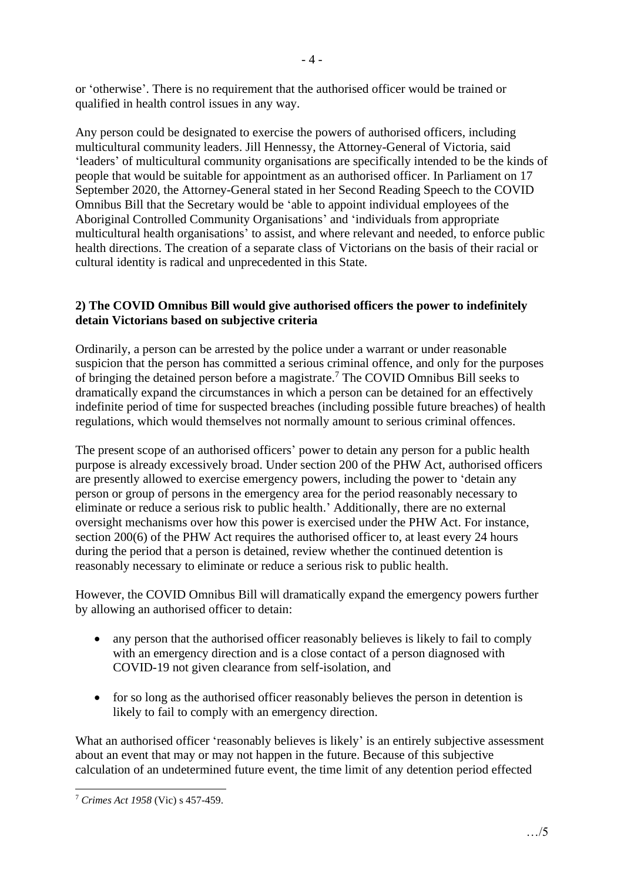or 'otherwise'. There is no requirement that the authorised officer would be trained or qualified in health control issues in any way.

Any person could be designated to exercise the powers of authorised officers, including multicultural community leaders. Jill Hennessy, the Attorney-General of Victoria, said 'leaders' of multicultural community organisations are specifically intended to be the kinds of people that would be suitable for appointment as an authorised officer. In Parliament on 17 September 2020, the Attorney-General stated in her Second Reading Speech to the COVID Omnibus Bill that the Secretary would be 'able to appoint individual employees of the Aboriginal Controlled Community Organisations' and 'individuals from appropriate multicultural health organisations' to assist, and where relevant and needed, to enforce public health directions. The creation of a separate class of Victorians on the basis of their racial or cultural identity is radical and unprecedented in this State.

**2) The COVID Omnibus Bill would give authorised officers the power to indefinitely detain Victorians based on subjective criteria**

Ordinarily, a person can be arrested by the police under a warrant or under reasonable suspicion that the person has committed a serious criminal offence, and only for the purposes of bringing the detained person before a magistrate.[7] The COVID Omnibus Bill seeks to dramatically expand the circumstances in which a person can be detained for an effectively indefinite period of time for suspected breaches (including possible future breaches) of health regulations, which would themselves not normally amount to serious criminal offences.

The present scope of an authorised officers' power to detain any person for a public health purpose is already excessively broad. Under section 200 of the PHW Act, authorised officers are presently allowed to exercise emergency powers, including the power to 'detain any person or group of persons in the emergency area for the period reasonably necessary to eliminate or reduce a serious risk to public health.' Additionally, there are no external oversight mechanisms over how this power is exercised under the PHW Act. For instance, section 200(6) of the PHW Act requires the authorised officer to, at least every 24 hours during the period that a person is detained, review whether the continued detention is reasonably necessary to eliminate or reduce a serious risk to public health.

However, the COVID Omnibus Bill will dramatically expand the emergency powers further by allowing an authorised officer to detain:

- any person that the authorised officer reasonably believes is likely to fail to comply with an emergency direction and is a close contact of a person diagnosed with COVID-19 not given clearance from self-isolation, and
- for so long as the authorised officer reasonably believes the person in detention is likely to fail to comply with an emergency direction.

What an authorised officer 'reasonably believes is likely' is an entirely subjective assessment about an event that may or may not happen in the future. Because of this subjective calculation of an undetermined future event, the time limit of any detention period effected

[7] *Crimes Act 1958* (Vic) s 457-459.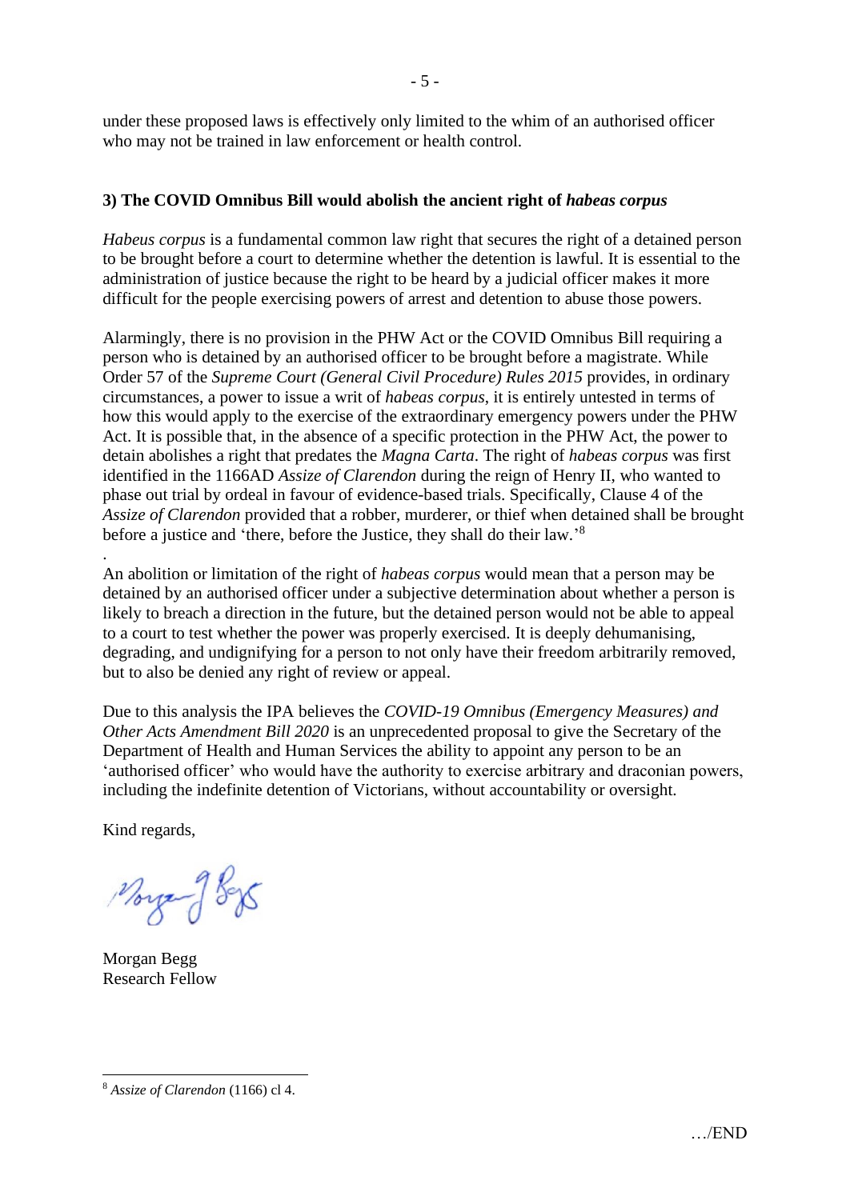under these proposed laws is effectively only limited to the whim of an authorised officer who may not be trained in law enforcement or health control.

### 3) The COVID Omnibus Bill would abolish the ancient right of *habeas corpus*

*Habeus corpus* is a fundamental common law right that secures the right of a detained person to be brought before a court to determine whether the detention is lawful. It is essential to the administration of justice because the right to be heard by a judicial officer makes it more difficult for the people exercising powers of arrest and detention to abuse those powers.

Alarmingly, there is no provision in the PHW Act or the COVID Omnibus Bill requiring a person who is detained by an authorised officer to be brought before a magistrate. While Order 57 of the *Supreme Court (General Civil Procedure) Rules 2015* provides, in ordinary circumstances, a power to issue a writ of *habeas corpus*, it is entirely untested in terms of how this would apply to the exercise of the extraordinary emergency powers under the PHW Act. It is possible that, in the absence of a specific protection in the PHW Act, the power to detain abolishes a right that predates the *Magna Carta*. The right of *habeas corpus* was first identified in the 1166AD *Assize of Clarendon* during the reign of Henry II, who wanted to phase out trial by ordeal in favour of evidence-based trials. Specifically, Clause 4 of the *Assize of Clarendon* provided that a robber, murderer, or thief when detained shall be brought before a justice and 'there, before the Justice, they shall do their law.'[8]

.

An abolition or limitation of the right of *habeas corpus* would mean that a person may be detained by an authorised officer under a subjective determination about whether a person is likely to breach a direction in the future, but the detained person would not be able to appeal to a court to test whether the power was properly exercised. It is deeply dehumanising, degrading, and undignifying for a person to not only have their freedom arbitrarily removed, but to also be denied any right of review or appeal.

Due to this analysis the IPA believes the *COVID-19 Omnibus (Emergency Measures) and Other Acts Amendment Bill 2020* is an unprecedented proposal to give the Secretary of the Department of Health and Human Services the ability to appoint any person to be an 'authorised officer' who would have the authority to exercise arbitrary and draconian powers, including the indefinite detention of Victorians, without accountability or oversight.

Kind regards,

Morgan Begg
Research Fellow

[8] *Assize of Clarendon* (1166) cl 4.

…/END